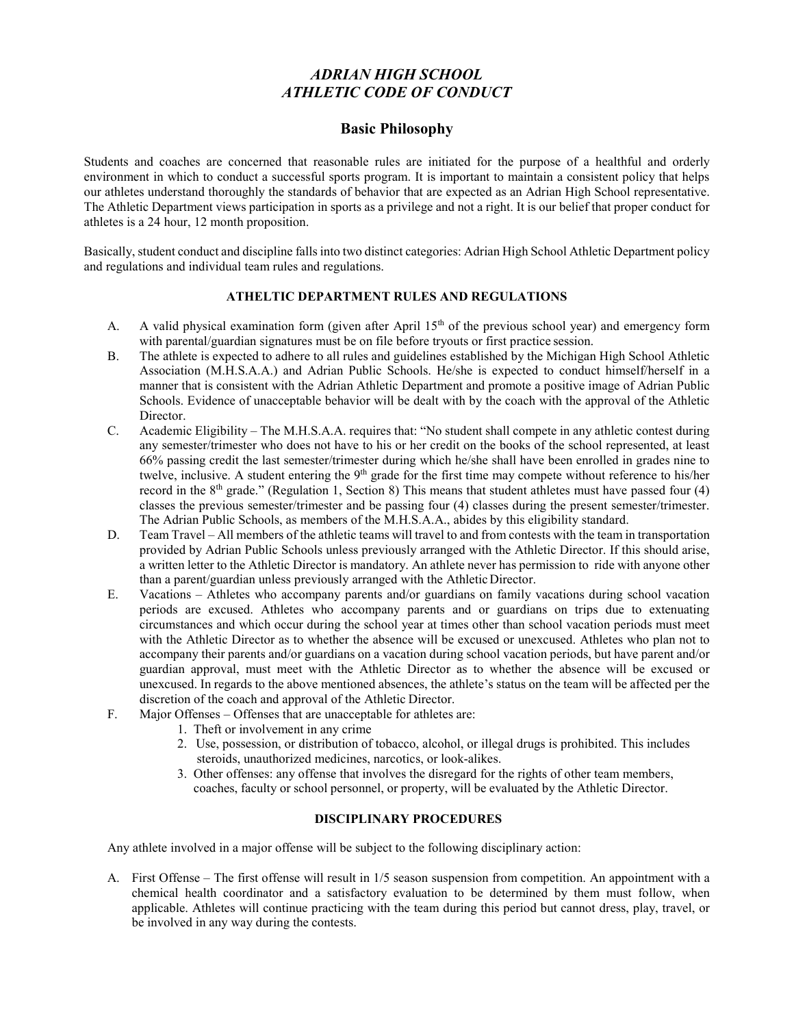# *ADRIAN HIGH SCHOOL*
# *ATHLETIC CODE OF CONDUCT*

## Basic Philosophy

Students and coaches are concerned that reasonable rules are initiated for the purpose of a healthful and orderly environment in which to conduct a successful sports program. It is important to maintain a consistent policy that helps our athletes understand thoroughly the standards of behavior that are expected as an Adrian High School representative. The Athletic Department views participation in sports as a privilege and not a right. It is our belief that proper conduct for athletes is a 24 hour, 12 month proposition.

Basically, student conduct and discipline falls into two distinct categories: Adrian High School Athletic Department policy and regulations and individual team rules and regulations.

### ATHELTIC DEPARTMENT RULES AND REGULATIONS

A. A valid physical examination form (given after April 15th of the previous school year) and emergency form with parental/guardian signatures must be on file before tryouts or first practice session.

B. The athlete is expected to adhere to all rules and guidelines established by the Michigan High School Athletic Association (M.H.S.A.A.) and Adrian Public Schools. He/she is expected to conduct himself/herself in a manner that is consistent with the Adrian Athletic Department and promote a positive image of Adrian Public Schools. Evidence of unacceptable behavior will be dealt with by the coach with the approval of the Athletic Director.

C. Academic Eligibility – The M.H.S.A.A. requires that: "No student shall compete in any athletic contest during any semester/trimester who does not have to his or her credit on the books of the school represented, at least 66% passing credit the last semester/trimester during which he/she shall have been enrolled in grades nine to twelve, inclusive. A student entering the 9th grade for the first time may compete without reference to his/her record in the 8th grade." (Regulation 1, Section 8) This means that student athletes must have passed four (4) classes the previous semester/trimester and be passing four (4) classes during the present semester/trimester. The Adrian Public Schools, as members of the M.H.S.A.A., abides by this eligibility standard.

D. Team Travel – All members of the athletic teams will travel to and from contests with the team in transportation provided by Adrian Public Schools unless previously arranged with the Athletic Director. If this should arise, a written letter to the Athletic Director is mandatory. An athlete never has permission to ride with anyone other than a parent/guardian unless previously arranged with the Athletic Director.

E. Vacations – Athletes who accompany parents and/or guardians on family vacations during school vacation periods are excused. Athletes who accompany parents and or guardians on trips due to extenuating circumstances and which occur during the school year at times other than school vacation periods must meet with the Athletic Director as to whether the absence will be excused or unexcused. Athletes who plan not to accompany their parents and/or guardians on a vacation during school vacation periods, but have parent and/or guardian approval, must meet with the Athletic Director as to whether the absence will be excused or unexcused. In regards to the above mentioned absences, the athlete's status on the team will be affected per the discretion of the coach and approval of the Athletic Director.

F. Major Offenses – Offenses that are unacceptable for athletes are:
   1. Theft or involvement in any crime
   2. Use, possession, or distribution of tobacco, alcohol, or illegal drugs is prohibited. This includes steroids, unauthorized medicines, narcotics, or look-alikes.
   3. Other offenses: any offense that involves the disregard for the rights of other team members, coaches, faculty or school personnel, or property, will be evaluated by the Athletic Director.

### DISCIPLINARY PROCEDURES

Any athlete involved in a major offense will be subject to the following disciplinary action:

A. First Offense – The first offense will result in 1/5 season suspension from competition. An appointment with a chemical health coordinator and a satisfactory evaluation to be determined by them must follow, when applicable. Athletes will continue practicing with the team during this period but cannot dress, play, travel, or be involved in any way during the contests.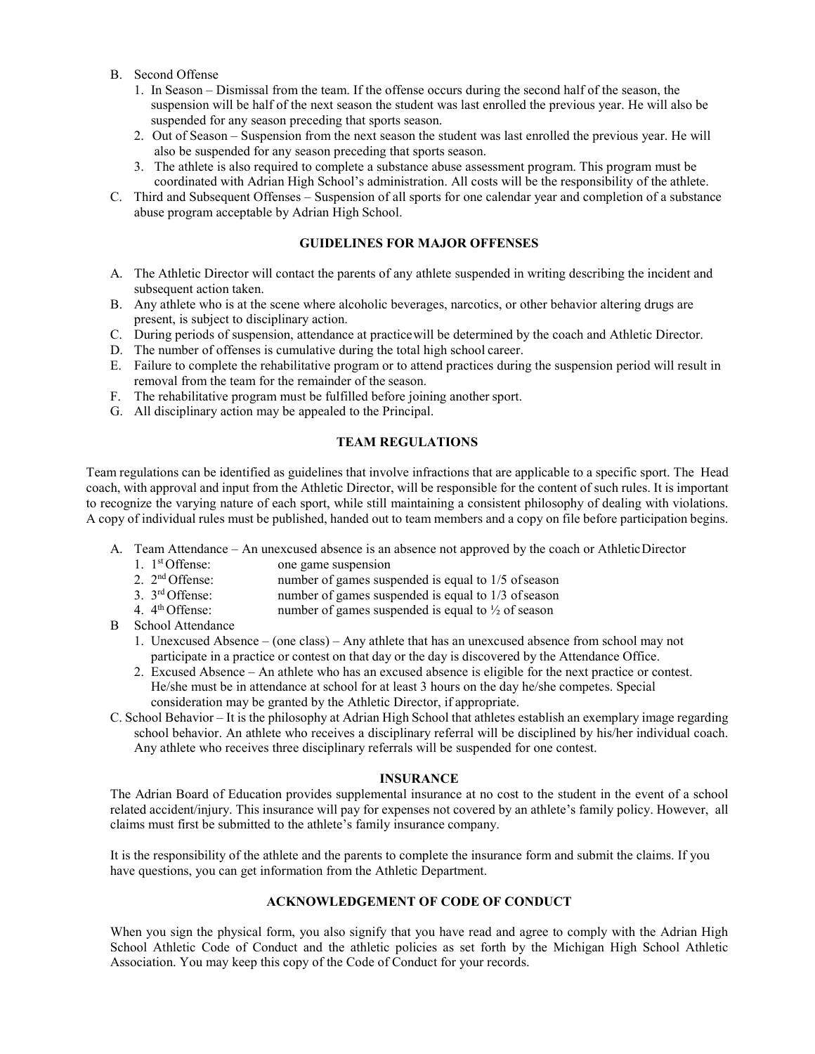B. Second Offense
   1. In Season – Dismissal from the team. If the offense occurs during the second half of the season, the suspension will be half of the next season the student was last enrolled the previous year. He will also be suspended for any season preceding that sports season.
   2. Out of Season – Suspension from the next season the student was last enrolled the previous year. He will also be suspended for any season preceding that sports season.
   3. The athlete is also required to complete a substance abuse assessment program. This program must be coordinated with Adrian High School's administration. All costs will be the responsibility of the athlete.

C. Third and Subsequent Offenses – Suspension of all sports for one calendar year and completion of a substance abuse program acceptable by Adrian High School.

## GUIDELINES FOR MAJOR OFFENSES

A. The Athletic Director will contact the parents of any athlete suspended in writing describing the incident and subsequent action taken.
B. Any athlete who is at the scene where alcoholic beverages, narcotics, or other behavior altering drugs are present, is subject to disciplinary action.
C. During periods of suspension, attendance at practice will be determined by the coach and Athletic Director.
D. The number of offenses is cumulative during the total high school career.
E. Failure to complete the rehabilitative program or to attend practices during the suspension period will result in removal from the team for the remainder of the season.
F. The rehabilitative program must be fulfilled before joining another sport.
G. All disciplinary action may be appealed to the Principal.

## TEAM REGULATIONS

Team regulations can be identified as guidelines that involve infractions that are applicable to a specific sport. The Head coach, with approval and input from the Athletic Director, will be responsible for the content of such rules. It is important to recognize the varying nature of each sport, while still maintaining a consistent philosophy of dealing with violations. A copy of individual rules must be published, handed out to team members and a copy on file before participation begins.

A. Team Attendance – An unexcused absence is an absence not approved by the coach or Athletic Director
   1. 1st Offense: one game suspension
   2. 2nd Offense: number of games suspended is equal to 1/5 of season
   3. 3rd Offense: number of games suspended is equal to 1/3 of season
   4. 4th Offense: number of games suspended is equal to ½ of season

B School Attendance
   1. Unexcused Absence – (one class) – Any athlete that has an unexcused absence from school may not participate in a practice or contest on that day or the day is discovered by the Attendance Office.
   2. Excused Absence – An athlete who has an excused absence is eligible for the next practice or contest. He/she must be in attendance at school for at least 3 hours on the day he/she competes. Special consideration may be granted by the Athletic Director, if appropriate.

C. School Behavior – It is the philosophy at Adrian High School that athletes establish an exemplary image regarding school behavior. An athlete who receives a disciplinary referral will be disciplined by his/her individual coach. Any athlete who receives three disciplinary referrals will be suspended for one contest.

## INSURANCE

The Adrian Board of Education provides supplemental insurance at no cost to the student in the event of a school related accident/injury. This insurance will pay for expenses not covered by an athlete's family policy. However, all claims must first be submitted to the athlete's family insurance company.

It is the responsibility of the athlete and the parents to complete the insurance form and submit the claims. If you have questions, you can get information from the Athletic Department.

## ACKNOWLEDGEMENT OF CODE OF CONDUCT

When you sign the physical form, you also signify that you have read and agree to comply with the Adrian High School Athletic Code of Conduct and the athletic policies as set forth by the Michigan High School Athletic Association. You may keep this copy of the Code of Conduct for your records.